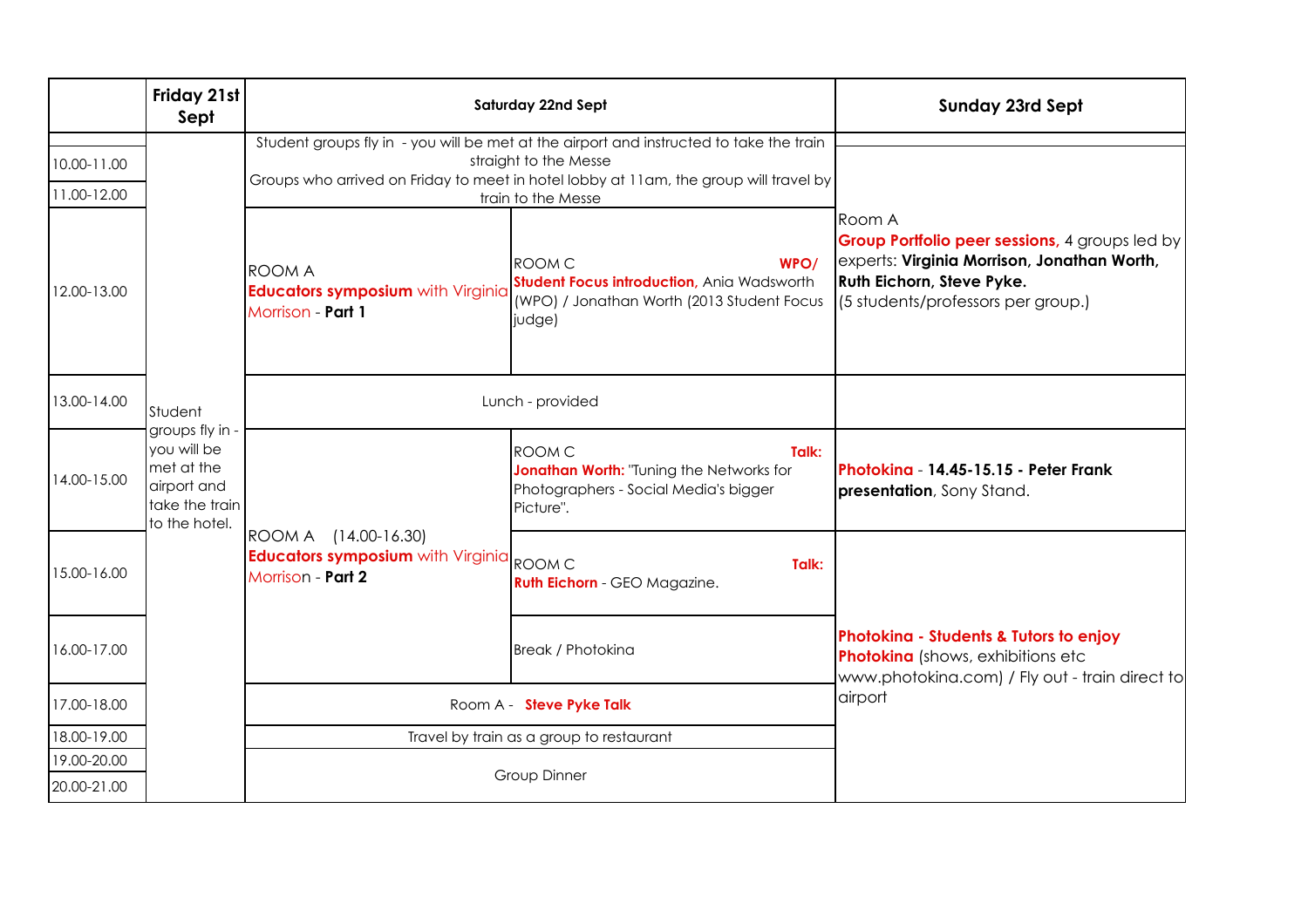| | Friday 21st Sept | Saturday 22nd Sept | | Sunday 23rd Sept |
|---|---|---|---|---|
| 10.00-11.00 | Student groups fly in - you will be met at the airport and take the train to the hotel. | Student groups fly in - you will be met at the airport and instructed to take the train straight to the Messe. Groups who arrived on Friday to meet in hotel lobby at 11am, the group will travel by train to the Messe | | |
| 11.00-12.00 | | | | |
| 12.00-13.00 | | ROOM A **Educators symposium** with Virginia Morrison - **Part 1** | ROOM C **WPO/ Student Focus introduction**, Ania Wadsworth (WPO) / Jonathan Worth (2013 Student Focus judge) | Room A **Group Portfolio peer sessions**, 4 groups led by experts: **Virginia Morrison, Jonathan Worth, Ruth Eichorn, Steve Pyke.** (5 students/professors per group.) |
| 13.00-14.00 | | Lunch - provided | | |
| 14.00-15.00 | | ROOM A (14.00-16.30) **Educators symposium** with Virginia Morrison - **Part 2** | ROOM C **Talk: Jonathan Worth:** "Tuning the Networks for Photographers - Social Media's bigger Picture". | **Photokina** - **14.45-15.15 - Peter Frank presentation**, Sony Stand. |
| 15.00-16.00 | | | ROOM C **Talk: Ruth Eichorn** - GEO Magazine. | **Photokina - Students & Tutors to enjoy Photokina** (shows, exhibitions etc www.photokina.com) / Fly out - train direct to airport |
| 16.00-17.00 | | | Break / Photokina | |
| 17.00-18.00 | | Room A - **Steve Pyke Talk** | | |
| 18.00-19.00 | | Travel by train as a group to restaurant | | |
| 19.00-20.00 | | Group Dinner | | |
| 20.00-21.00 | | | | |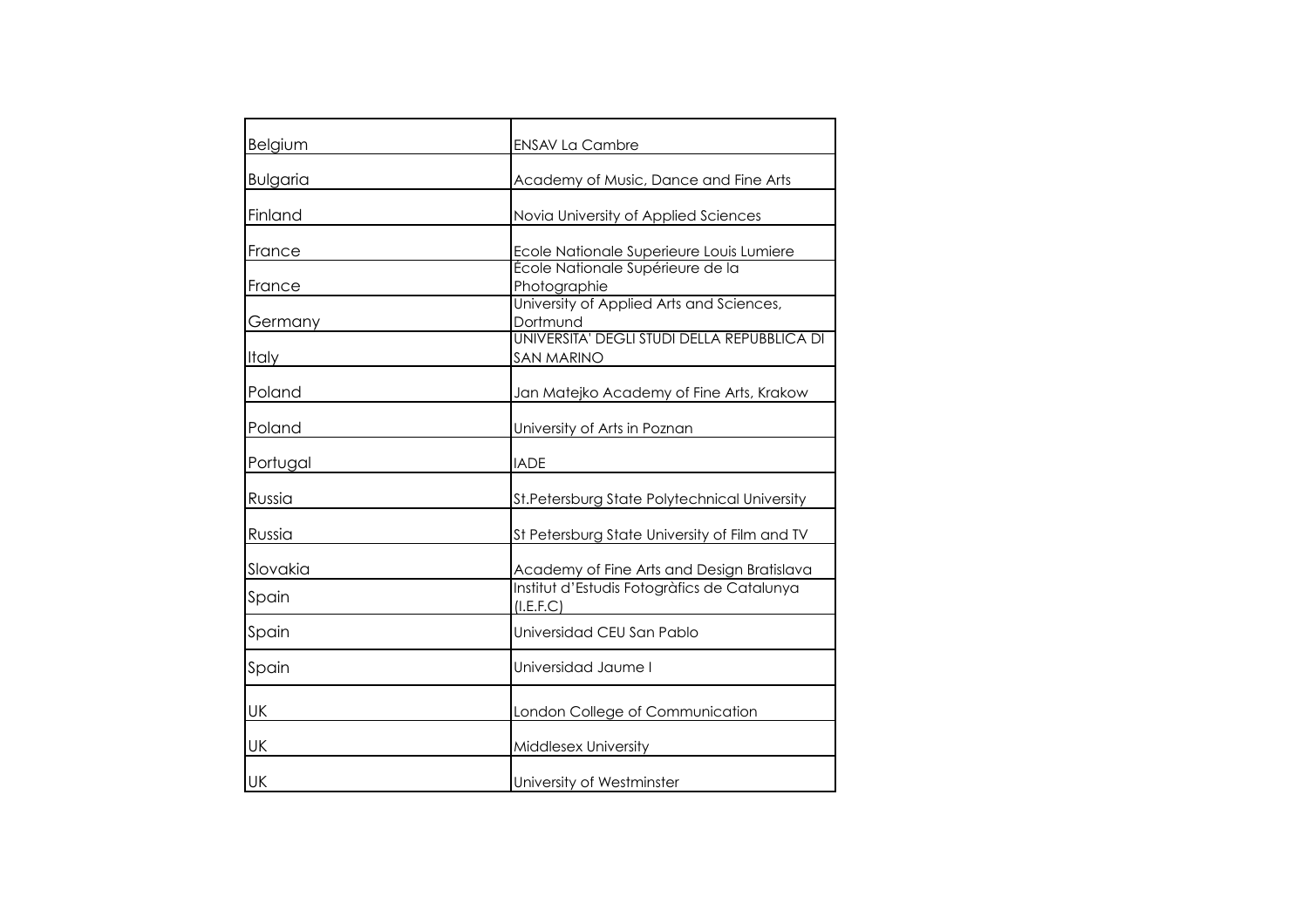| | |
|---|---|
| Belgium | ENSAV La Cambre |
| Bulgaria | Academy of Music, Dance and Fine Arts |
| Finland | Novia University of Applied Sciences |
| France | Ecole Nationale Superieure Louis Lumiere |
| France | École Nationale Supérieure de la Photographie |
| Germany | University of Applied Arts and Sciences, Dortmund |
| Italy | UNIVERSITA' DEGLI STUDI DELLA REPUBBLICA DI SAN MARINO |
| Poland | Jan Matejko Academy of Fine Arts, Krakow |
| Poland | University of Arts in Poznan |
| Portugal | IADE |
| Russia | St.Petersburg State Polytechnical University |
| Russia | St Petersburg State University of Film and TV |
| Slovakia | Academy of Fine Arts and Design Bratislava |
| Spain | Institut d'Estudis Fotogràfics de Catalunya (I.E.F.C) |
| Spain | Universidad CEU San Pablo |
| Spain | Universidad Jaume I |
| UK | London College of Communication |
| UK | Middlesex University |
| UK | University of Westminster |